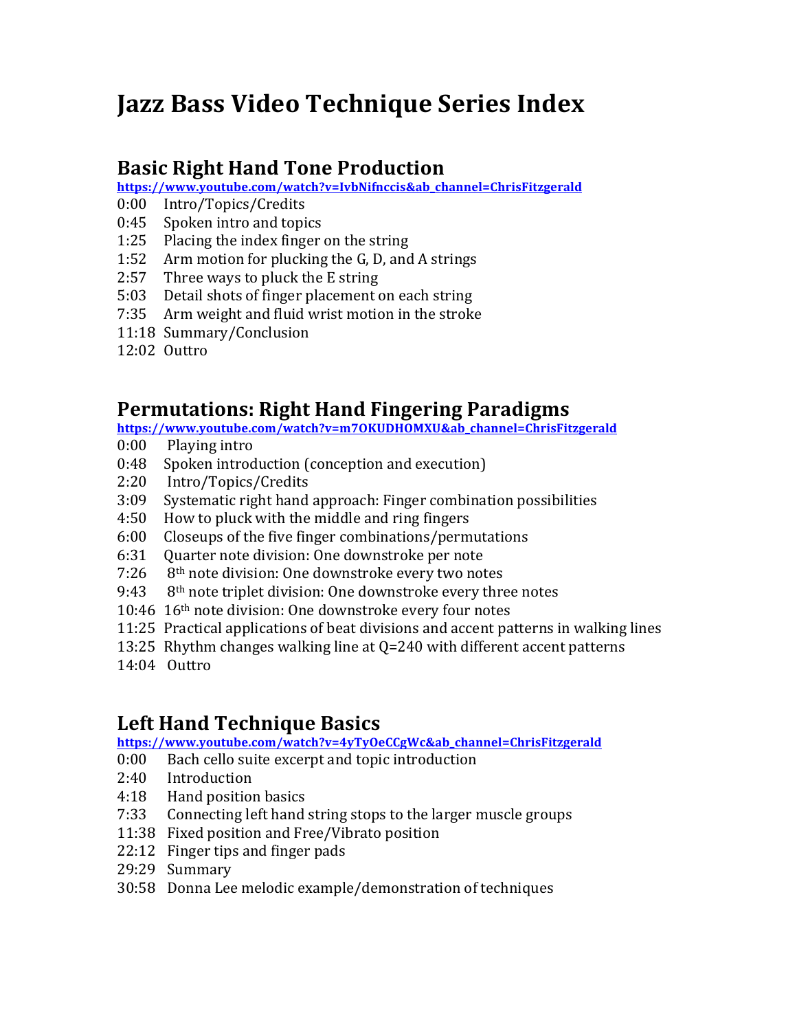# Jazz Bass Video Technique Series Index

## Basic Right Hand Tone Production

https://www.youtube.com/watch?v=IvbNifnccis&ab_channel=ChrisFitzgerald

0:00 Intro/Topics/Credits
0:45 Spoken intro and topics
1:25 Placing the index finger on the string
1:52 Arm motion for plucking the G, D, and A strings
2:57 Three ways to pluck the E string
5:03 Detail shots of finger placement on each string
7:35 Arm weight and fluid wrist motion in the stroke
11:18 Summary/Conclusion
12:02 Outtro

## Permutations: Right Hand Fingering Paradigms

https://www.youtube.com/watch?v=m7OKUDHOMXU&ab_channel=ChrisFitzgerald

0:00 Playing intro
0:48 Spoken introduction (conception and execution)
2:20 Intro/Topics/Credits
3:09 Systematic right hand approach: Finger combination possibilities
4:50 How to pluck with the middle and ring fingers
6:00 Closeups of the five finger combinations/permutations
6:31 Quarter note division: One downstroke per note
7:26 8th note division: One downstroke every two notes
9:43 8th note triplet division: One downstroke every three notes
10:46 16th note division: One downstroke every four notes
11:25 Practical applications of beat divisions and accent patterns in walking lines
13:25 Rhythm changes walking line at Q=240 with different accent patterns
14:04 Outtro

## Left Hand Technique Basics

https://www.youtube.com/watch?v=4yTyOeCCgWc&ab_channel=ChrisFitzgerald

0:00 Bach cello suite excerpt and topic introduction
2:40 Introduction
4:18 Hand position basics
7:33 Connecting left hand string stops to the larger muscle groups
11:38 Fixed position and Free/Vibrato position
22:12 Finger tips and finger pads
29:29 Summary
30:58 Donna Lee melodic example/demonstration of techniques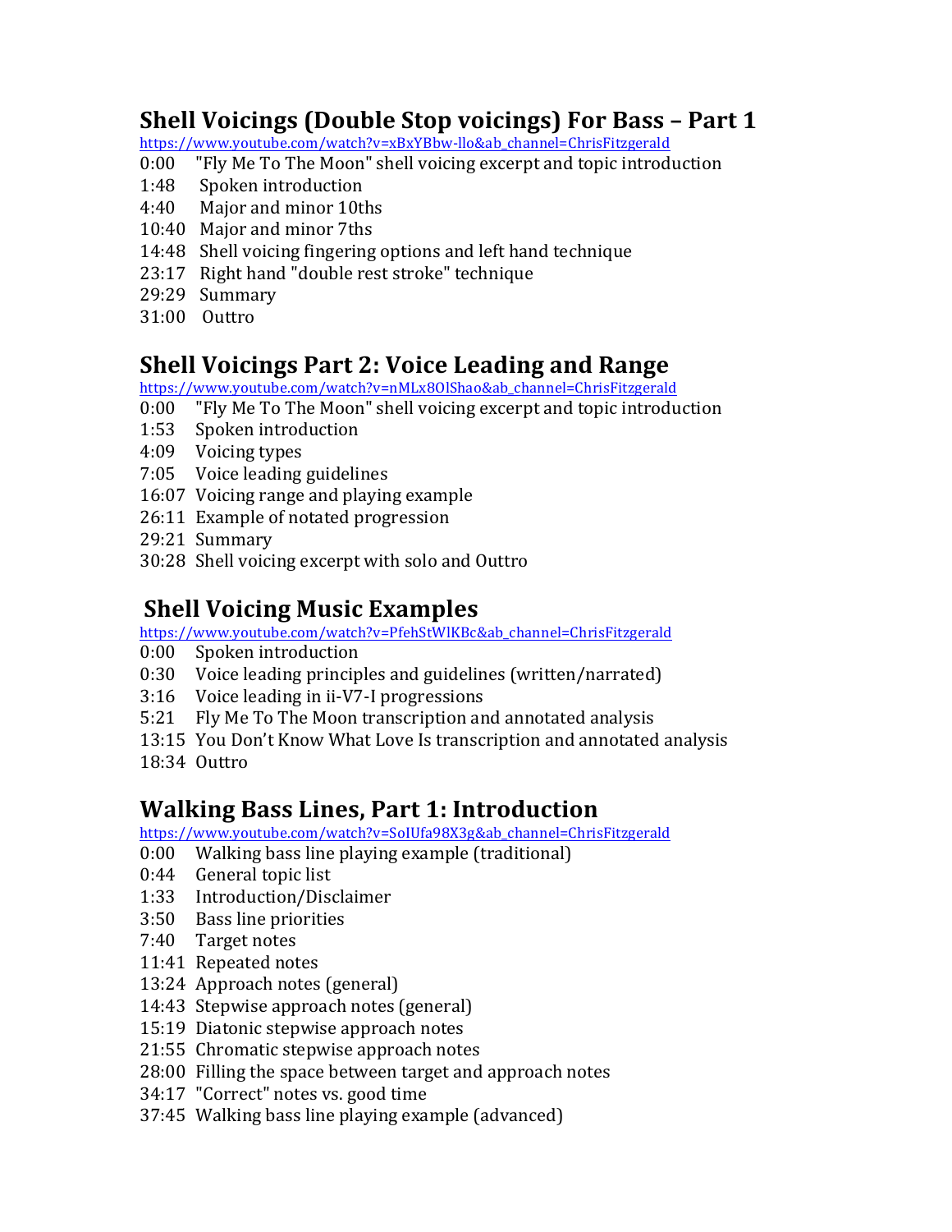## Shell Voicings (Double Stop voicings) For Bass – Part 1

https://www.youtube.com/watch?v=xBxYBbw-llo&ab_channel=ChrisFitzgerald

0:00 "Fly Me To The Moon" shell voicing excerpt and topic introduction
1:48 Spoken introduction
4:40 Major and minor 10ths
10:40 Major and minor 7ths
14:48 Shell voicing fingering options and left hand technique
23:17 Right hand "double rest stroke" technique
29:29 Summary
31:00 Outtro

## Shell Voicings Part 2: Voice Leading and Range

https://www.youtube.com/watch?v=nMLx8OlShao&ab_channel=ChrisFitzgerald

0:00 "Fly Me To The Moon" shell voicing excerpt and topic introduction
1:53 Spoken introduction
4:09 Voicing types
7:05 Voice leading guidelines
16:07 Voicing range and playing example
26:11 Example of notated progression
29:21 Summary
30:28 Shell voicing excerpt with solo and Outtro

## Shell Voicing Music Examples

https://www.youtube.com/watch?v=PfehStWlKBc&ab_channel=ChrisFitzgerald

0:00 Spoken introduction
0:30 Voice leading principles and guidelines (written/narrated)
3:16 Voice leading in ii-V7-I progressions
5:21 Fly Me To The Moon transcription and annotated analysis
13:15 You Don't Know What Love Is transcription and annotated analysis
18:34 Outtro

## Walking Bass Lines, Part 1: Introduction

https://www.youtube.com/watch?v=SoIUfa98X3g&ab_channel=ChrisFitzgerald

0:00 Walking bass line playing example (traditional)
0:44 General topic list
1:33 Introduction/Disclaimer
3:50 Bass line priorities
7:40 Target notes
11:41 Repeated notes
13:24 Approach notes (general)
14:43 Stepwise approach notes (general)
15:19 Diatonic stepwise approach notes
21:55 Chromatic stepwise approach notes
28:00 Filling the space between target and approach notes
34:17 "Correct" notes vs. good time
37:45 Walking bass line playing example (advanced)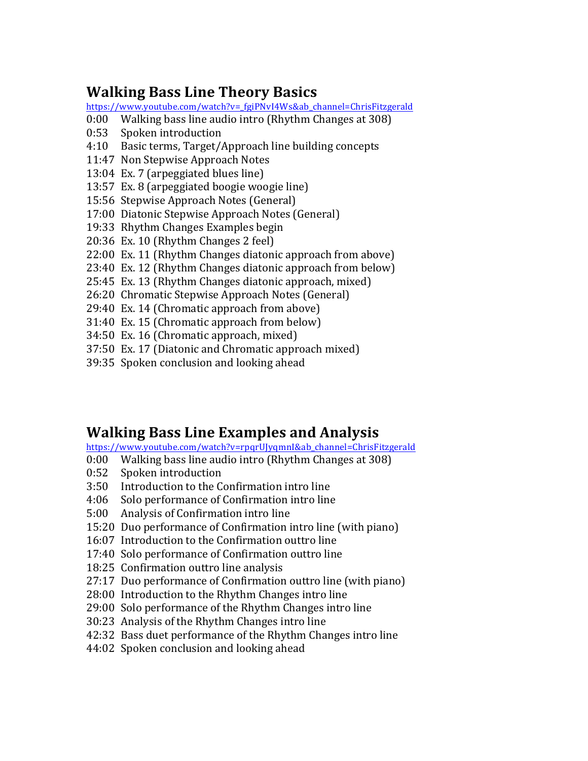## Walking Bass Line Theory Basics

https://www.youtube.com/watch?v=_fgiPNvI4Ws&ab_channel=ChrisFitzgerald

0:00 Walking bass line audio intro (Rhythm Changes at 308)
0:53 Spoken introduction
4:10 Basic terms, Target/Approach line building concepts
11:47 Non Stepwise Approach Notes
13:04 Ex. 7 (arpeggiated blues line)
13:57 Ex. 8 (arpeggiated boogie woogie line)
15:56 Stepwise Approach Notes (General)
17:00 Diatonic Stepwise Approach Notes (General)
19:33 Rhythm Changes Examples begin
20:36 Ex. 10 (Rhythm Changes 2 feel)
22:00 Ex. 11 (Rhythm Changes diatonic approach from above)
23:40 Ex. 12 (Rhythm Changes diatonic approach from below)
25:45 Ex. 13 (Rhythm Changes diatonic approach, mixed)
26:20 Chromatic Stepwise Approach Notes (General)
29:40 Ex. 14 (Chromatic approach from above)
31:40 Ex. 15 (Chromatic approach from below)
34:50 Ex. 16 (Chromatic approach, mixed)
37:50 Ex. 17 (Diatonic and Chromatic approach mixed)
39:35 Spoken conclusion and looking ahead

## Walking Bass Line Examples and Analysis

https://www.youtube.com/watch?v=rpqrUJyqmnI&ab_channel=ChrisFitzgerald

0:00 Walking bass line audio intro (Rhythm Changes at 308)
0:52 Spoken introduction
3:50 Introduction to the Confirmation intro line
4:06 Solo performance of Confirmation intro line
5:00 Analysis of Confirmation intro line
15:20 Duo performance of Confirmation intro line (with piano)
16:07 Introduction to the Confirmation outtro line
17:40 Solo performance of Confirmation outtro line
18:25 Confirmation outtro line analysis
27:17 Duo performance of Confirmation outtro line (with piano)
28:00 Introduction to the Rhythm Changes intro line
29:00 Solo performance of the Rhythm Changes intro line
30:23 Analysis of the Rhythm Changes intro line
42:32 Bass duet performance of the Rhythm Changes intro line
44:02 Spoken conclusion and looking ahead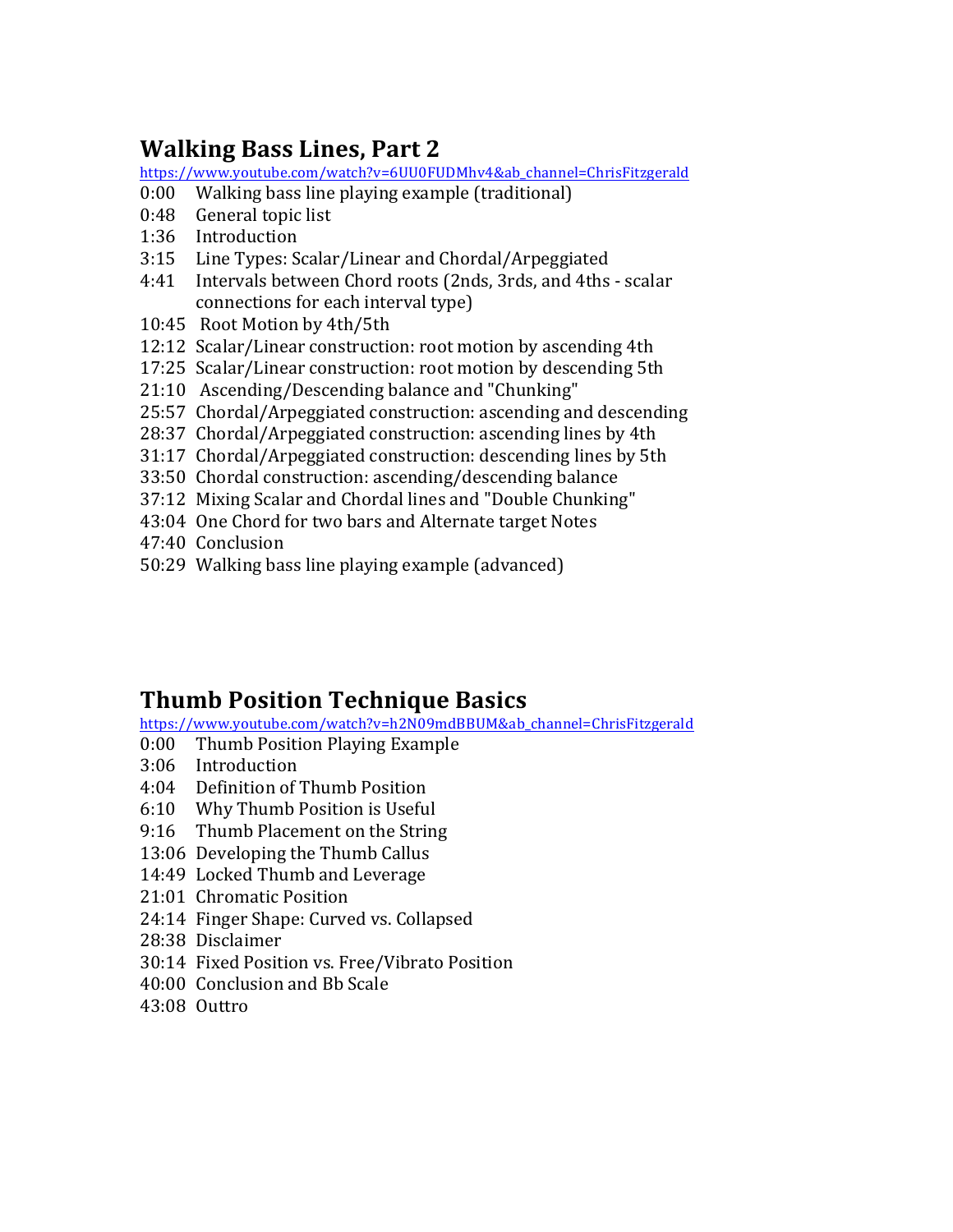## Walking Bass Lines, Part 2

https://www.youtube.com/watch?v=6UU0FUDMhv4&ab_channel=ChrisFitzgerald

0:00 Walking bass line playing example (traditional)
0:48 General topic list
1:36 Introduction
3:15 Line Types: Scalar/Linear and Chordal/Arpeggiated
4:41 Intervals between Chord roots (2nds, 3rds, and 4ths - scalar connections for each interval type)
10:45 Root Motion by 4th/5th
12:12 Scalar/Linear construction: root motion by ascending 4th
17:25 Scalar/Linear construction: root motion by descending 5th
21:10 Ascending/Descending balance and "Chunking"
25:57 Chordal/Arpeggiated construction: ascending and descending
28:37 Chordal/Arpeggiated construction: ascending lines by 4th
31:17 Chordal/Arpeggiated construction: descending lines by 5th
33:50 Chordal construction: ascending/descending balance
37:12 Mixing Scalar and Chordal lines and "Double Chunking"
43:04 One Chord for two bars and Alternate target Notes
47:40 Conclusion
50:29 Walking bass line playing example (advanced)

## Thumb Position Technique Basics

https://www.youtube.com/watch?v=h2N09mdBBUM&ab_channel=ChrisFitzgerald

0:00 Thumb Position Playing Example
3:06 Introduction
4:04 Definition of Thumb Position
6:10 Why Thumb Position is Useful
9:16 Thumb Placement on the String
13:06 Developing the Thumb Callus
14:49 Locked Thumb and Leverage
21:01 Chromatic Position
24:14 Finger Shape: Curved vs. Collapsed
28:38 Disclaimer
30:14 Fixed Position vs. Free/Vibrato Position
40:00 Conclusion and Bb Scale
43:08 Outtro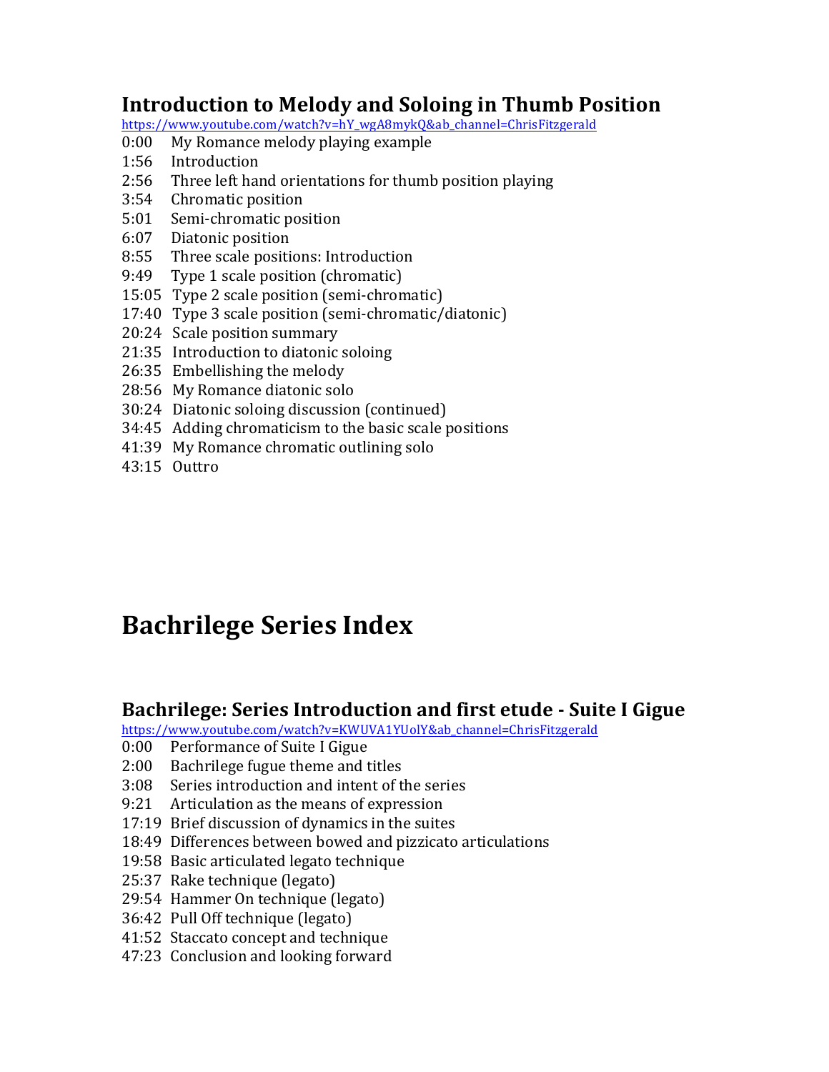### Introduction to Melody and Soloing in Thumb Position

https://www.youtube.com/watch?v=hY_wgA8mykQ&ab_channel=ChrisFitzgerald

0:00 My Romance melody playing example
1:56 Introduction
2:56 Three left hand orientations for thumb position playing
3:54 Chromatic position
5:01 Semi-chromatic position
6:07 Diatonic position
8:55 Three scale positions: Introduction
9:49 Type 1 scale position (chromatic)
15:05 Type 2 scale position (semi-chromatic)
17:40 Type 3 scale position (semi-chromatic/diatonic)
20:24 Scale position summary
21:35 Introduction to diatonic soloing
26:35 Embellishing the melody
28:56 My Romance diatonic solo
30:24 Diatonic soloing discussion (continued)
34:45 Adding chromaticism to the basic scale positions
41:39 My Romance chromatic outlining solo
43:15 Outtro

# Bachrilege Series Index

### Bachrilege: Series Introduction and first etude - Suite I Gigue

https://www.youtube.com/watch?v=KWUVA1YUolY&ab_channel=ChrisFitzgerald

0:00 Performance of Suite I Gigue
2:00 Bachrilege fugue theme and titles
3:08 Series introduction and intent of the series
9:21 Articulation as the means of expression
17:19 Brief discussion of dynamics in the suites
18:49 Differences between bowed and pizzicato articulations
19:58 Basic articulated legato technique
25:37 Rake technique (legato)
29:54 Hammer On technique (legato)
36:42 Pull Off technique (legato)
41:52 Staccato concept and technique
47:23 Conclusion and looking forward